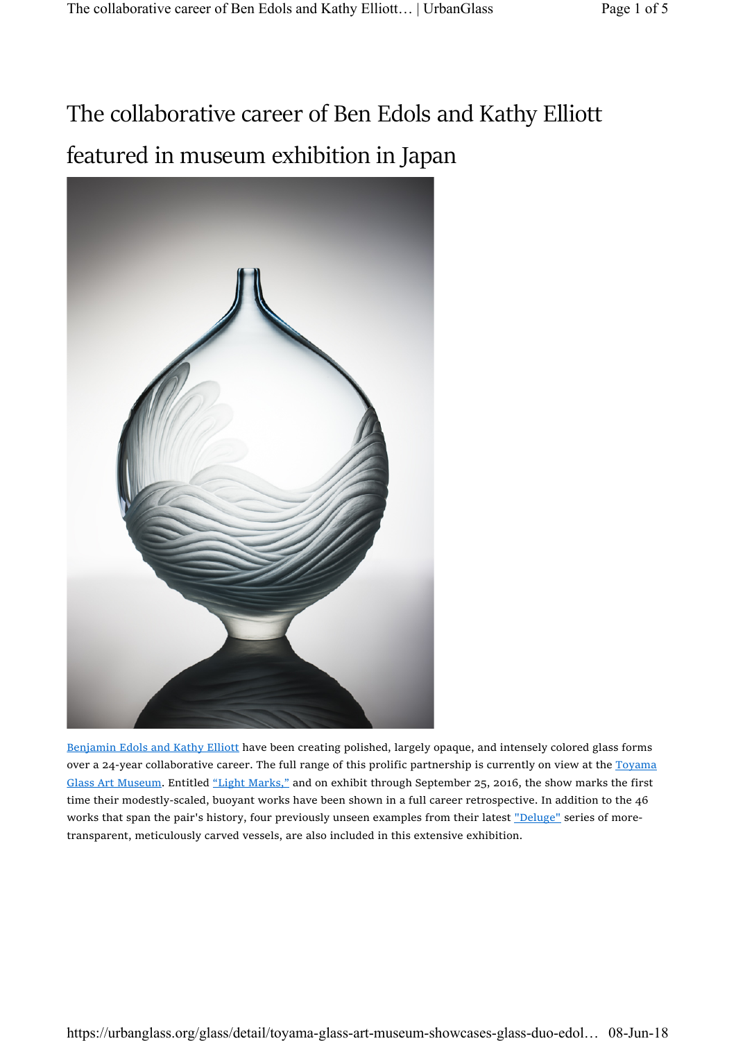# The collaborative career of Ben Edols and Kathy Elliott featured in museum exhibition in Japan

Benjamin Edols and Kathy Elliott have been creating polished, largely opaque, and intensely colored glass forms over a 24-year collaborative career. The full range of this prolific partnership is currently on view at the Toyama Glass Art Museum. Entitled "Light Marks," and on exhibit through September 25, 2016, the show marks the first time their modestly-scaled, buoyant works have been shown in a full career retrospective. In addition to the 46 works that span the pair's history, four previously unseen examples from their latest "Deluge" series of more-transparent, meticulously carved vessels, are also included in this extensive exhibition.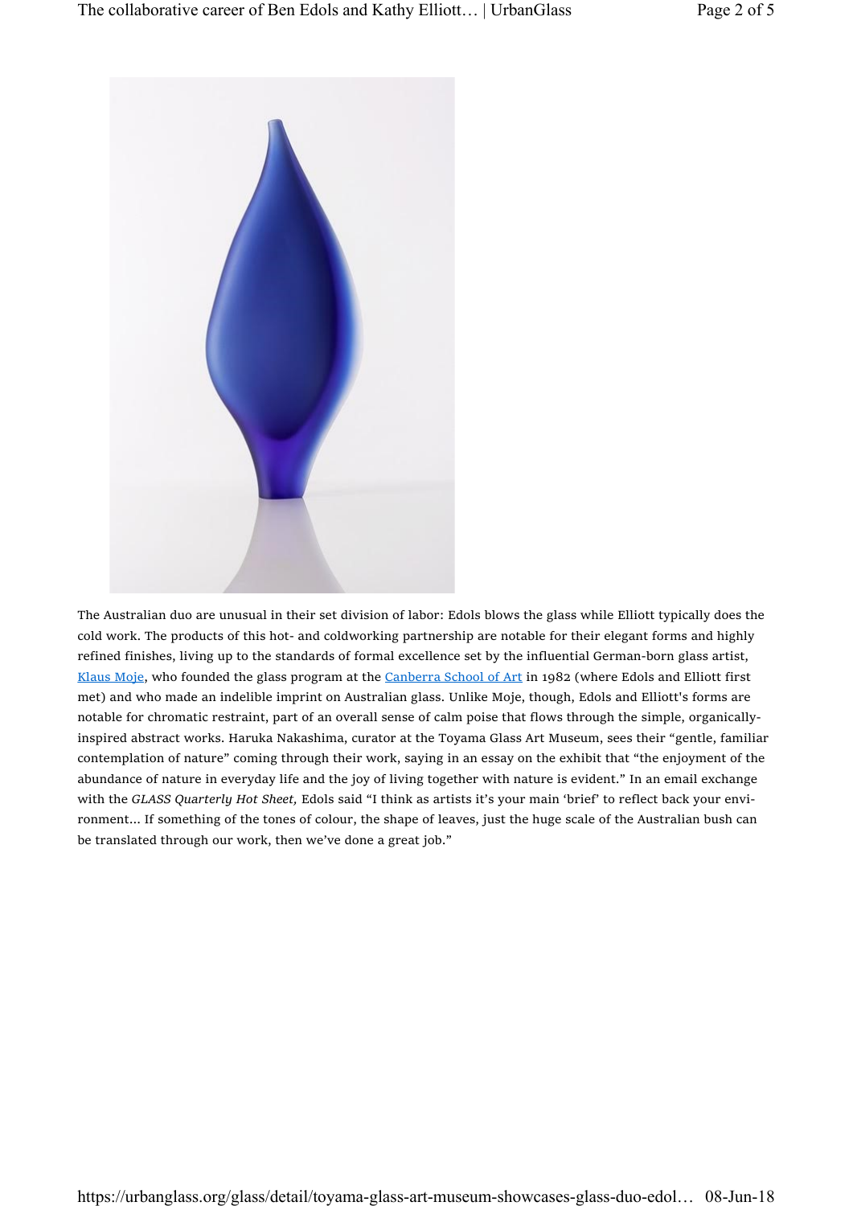The Australian duo are unusual in their set division of labor: Edols blows the glass while Elliott typically does the cold work. The products of this hot- and coldworking partnership are notable for their elegant forms and highly refined finishes, living up to the standards of formal excellence set by the influential German-born glass artist, [Klaus Moje](), who founded the glass program at the [Canberra School of Art]() in 1982 (where Edols and Elliott first met) and who made an indelible imprint on Australian glass. Unlike Moje, though, Edols and Elliott's forms are notable for chromatic restraint, part of an overall sense of calm poise that flows through the simple, organically-inspired abstract works. Haruka Nakashima, curator at the Toyama Glass Art Museum, sees their "gentle, familiar contemplation of nature" coming through their work, saying in an essay on the exhibit that "the enjoyment of the abundance of nature in everyday life and the joy of living together with nature is evident." In an email exchange with the *GLASS Quarterly Hot Sheet,* Edols said "I think as artists it's your main 'brief' to reflect back your environment... If something of the tones of colour, the shape of leaves, just the huge scale of the Australian bush can be translated through our work, then we've done a great job."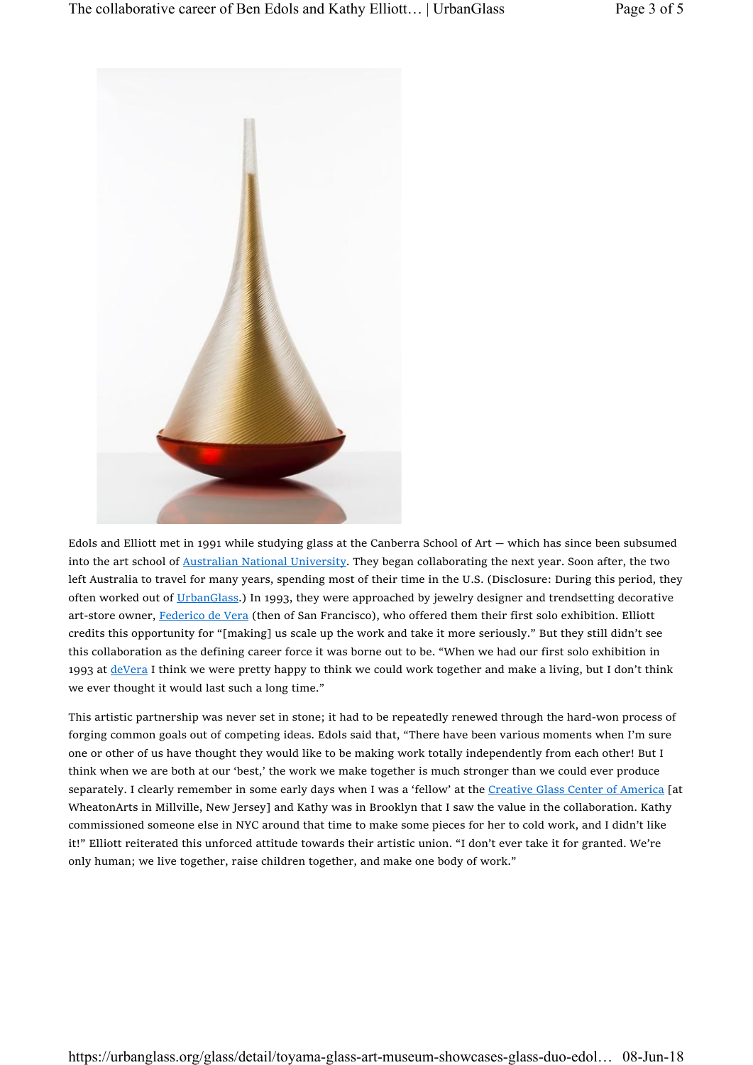Edols and Elliott met in 1991 while studying glass at the Canberra School of Art — which has since been subsumed into the art school of Australian National University. They began collaborating the next year. Soon after, the two left Australia to travel for many years, spending most of their time in the U.S. (Disclosure: During this period, they often worked out of UrbanGlass.) In 1993, they were approached by jewelry designer and trendsetting decorative art-store owner, Federico de Vera (then of San Francisco), who offered them their first solo exhibition. Elliott credits this opportunity for "[making] us scale up the work and take it more seriously." But they still didn't see this collaboration as the defining career force it was borne out to be. "When we had our first solo exhibition in 1993 at deVera I think we were pretty happy to think we could work together and make a living, but I don't think we ever thought it would last such a long time."

This artistic partnership was never set in stone; it had to be repeatedly renewed through the hard-won process of forging common goals out of competing ideas. Edols said that, "There have been various moments when I'm sure one or other of us have thought they would like to be making work totally independently from each other! But I think when we are both at our 'best,' the work we make together is much stronger than we could ever produce separately. I clearly remember in some early days when I was a 'fellow' at the Creative Glass Center of America [at WheatonArts in Millville, New Jersey] and Kathy was in Brooklyn that I saw the value in the collaboration. Kathy commissioned someone else in NYC around that time to make some pieces for her to cold work, and I didn't like it!" Elliott reiterated this unforced attitude towards their artistic union. "I don't ever take it for granted. We're only human; we live together, raise children together, and make one body of work."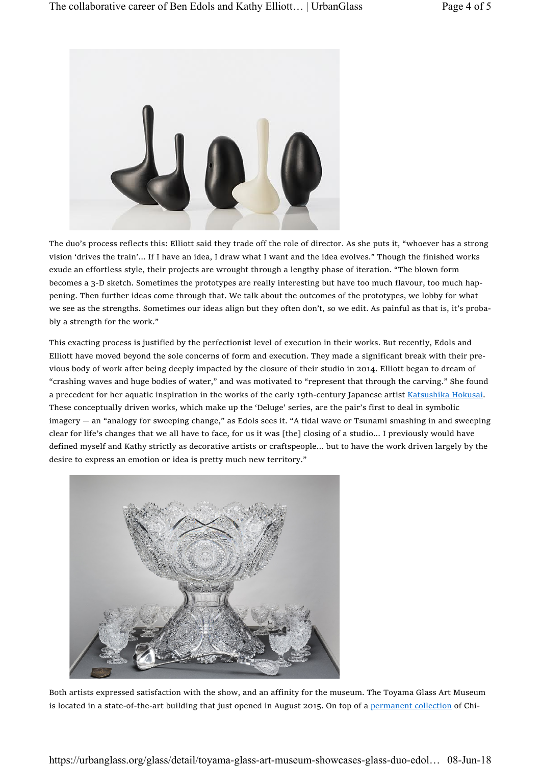The duo's process reflects this: Elliott said they trade off the role of director. As she puts it, "whoever has a strong vision 'drives the train'... If I have an idea, I draw what I want and the idea evolves." Though the finished works exude an effortless style, their projects are wrought through a lengthy phase of iteration. "The blown form becomes a 3-D sketch. Sometimes the prototypes are really interesting but have too much flavour, too much happening. Then further ideas come through that. We talk about the outcomes of the prototypes, we lobby for what we see as the strengths. Sometimes our ideas align but they often don't, so we edit. As painful as that is, it's probably a strength for the work."

This exacting process is justified by the perfectionist level of execution in their works. But recently, Edols and Elliott have moved beyond the sole concerns of form and execution. They made a significant break with their previous body of work after being deeply impacted by the closure of their studio in 2014. Elliott began to dream of "crashing waves and huge bodies of water," and was motivated to "represent that through the carving." She found a precedent for her aquatic inspiration in the works of the early 19th-century Japanese artist [Katsushika Hokusai](). These conceptually driven works, which make up the 'Deluge' series, are the pair's first to deal in symbolic imagery — an "analogy for sweeping change," as Edols sees it. "A tidal wave or Tsunami smashing in and sweeping clear for life's changes that we all have to face, for us it was [the] closing of a studio... I previously would have defined myself and Kathy strictly as decorative artists or craftspeople... but to have the work driven largely by the desire to express an emotion or idea is pretty much new territory."

Both artists expressed satisfaction with the show, and an affinity for the museum. The Toyama Glass Art Museum is located in a state-of-the-art building that just opened in August 2015. On top of a [permanent collection]() of Chi-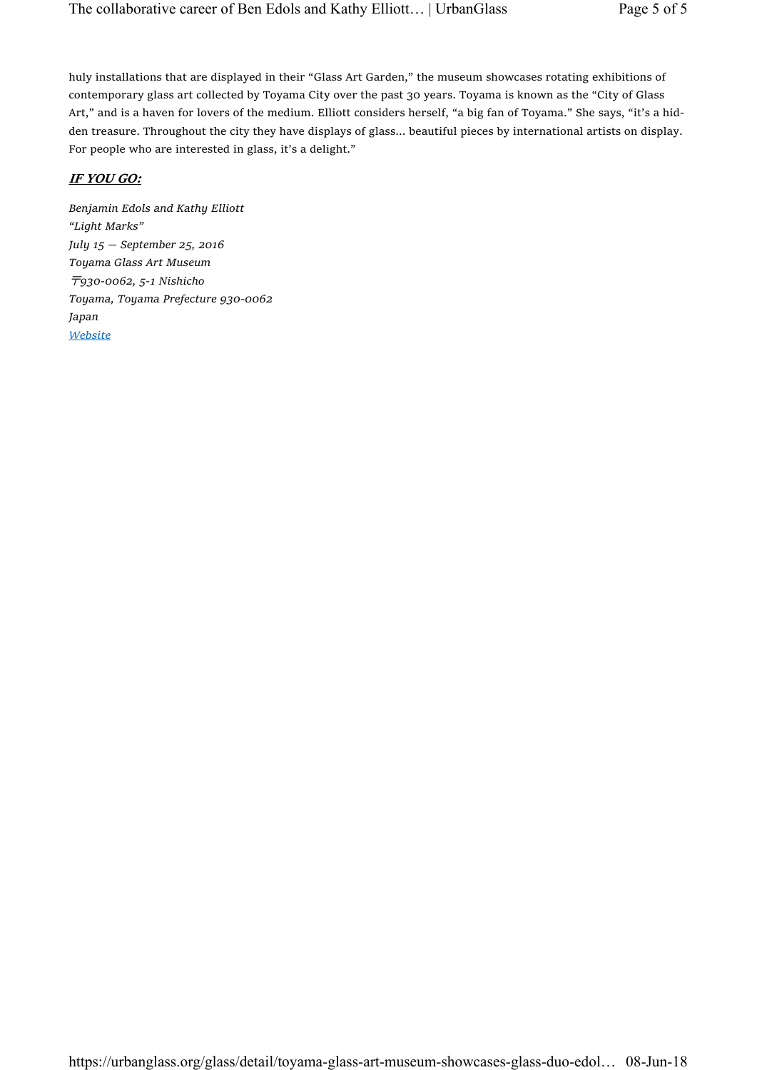huly installations that are displayed in their "Glass Art Garden," the museum showcases rotating exhibitions of contemporary glass art collected by Toyama City over the past 30 years. Toyama is known as the "City of Glass Art," and is a haven for lovers of the medium. Elliott considers herself, "a big fan of Toyama." She says, "it's a hidden treasure. Throughout the city they have displays of glass... beautiful pieces by international artists on display. For people who are interested in glass, it's a delight."

***IF YOU GO:***

*Benjamin Edols and Kathy Elliott*
*"Light Marks"*
*July 15 — September 25, 2016*
*Toyama Glass Art Museum*
*〒930-0062, 5-1 Nishicho*
*Toyama, Toyama Prefecture 930-0062*
*Japan*
*Website*